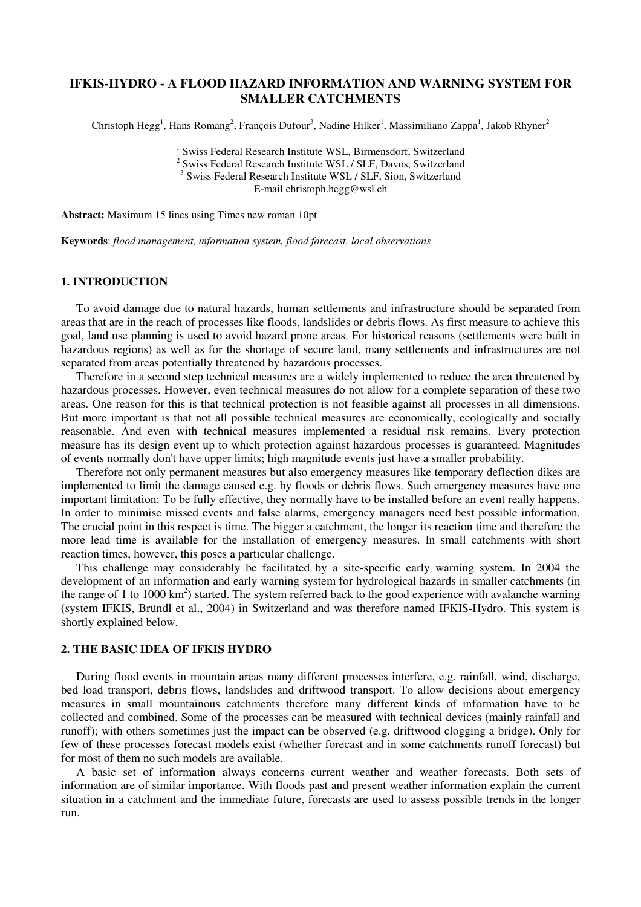# IFKIS-HYDRO - A FLOOD HAZARD INFORMATION AND WARNING SYSTEM FOR SMALLER CATCHMENTS

Christoph Hegg[1], Hans Romang[2], François Dufour[3], Nadine Hilker[1], Massimiliano Zappa[1], Jakob Rhyner[2]

[1] Swiss Federal Research Institute WSL, Birmensdorf, Switzerland
[2] Swiss Federal Research Institute WSL / SLF, Davos, Switzerland
[3] Swiss Federal Research Institute WSL / SLF, Sion, Switzerland
E-mail christoph.hegg@wsl.ch

**Abstract:** Maximum 15 lines using Times new roman 10pt

**Keywords**: *flood management, information system, flood forecast, local observations*

## 1. INTRODUCTION

To avoid damage due to natural hazards, human settlements and infrastructure should be separated from areas that are in the reach of processes like floods, landslides or debris flows. As first measure to achieve this goal, land use planning is used to avoid hazard prone areas. For historical reasons (settlements were built in hazardous regions) as well as for the shortage of secure land, many settlements and infrastructures are not separated from areas potentially threatened by hazardous processes.

Therefore in a second step technical measures are a widely implemented to reduce the area threatened by hazardous processes. However, even technical measures do not allow for a complete separation of these two areas. One reason for this is that technical protection is not feasible against all processes in all dimensions. But more important is that not all possible technical measures are economically, ecologically and socially reasonable. And even with technical measures implemented a residual risk remains. Every protection measure has its design event up to which protection against hazardous processes is guaranteed. Magnitudes of events normally don't have upper limits; high magnitude events just have a smaller probability.

Therefore not only permanent measures but also emergency measures like temporary deflection dikes are implemented to limit the damage caused e.g. by floods or debris flows. Such emergency measures have one important limitation: To be fully effective, they normally have to be installed before an event really happens. In order to minimise missed events and false alarms, emergency managers need best possible information. The crucial point in this respect is time. The bigger a catchment, the longer its reaction time and therefore the more lead time is available for the installation of emergency measures. In small catchments with short reaction times, however, this poses a particular challenge.

This challenge may considerably be facilitated by a site-specific early warning system. In 2004 the development of an information and early warning system for hydrological hazards in smaller catchments (in the range of 1 to 1000 km$^2$) started. The system referred back to the good experience with avalanche warning (system IFKIS, Bründl et al., 2004) in Switzerland and was therefore named IFKIS-Hydro. This system is shortly explained below.

## 2. THE BASIC IDEA OF IFKIS HYDRO

During flood events in mountain areas many different processes interfere, e.g. rainfall, wind, discharge, bed load transport, debris flows, landslides and driftwood transport. To allow decisions about emergency measures in small mountainous catchments therefore many different kinds of information have to be collected and combined. Some of the processes can be measured with technical devices (mainly rainfall and runoff); with others sometimes just the impact can be observed (e.g. driftwood clogging a bridge). Only for few of these processes forecast models exist (whether forecast and in some catchments runoff forecast) but for most of them no such models are available.

A basic set of information always concerns current weather and weather forecasts. Both sets of information are of similar importance. With floods past and present weather information explain the current situation in a catchment and the immediate future, forecasts are used to assess possible trends in the longer run.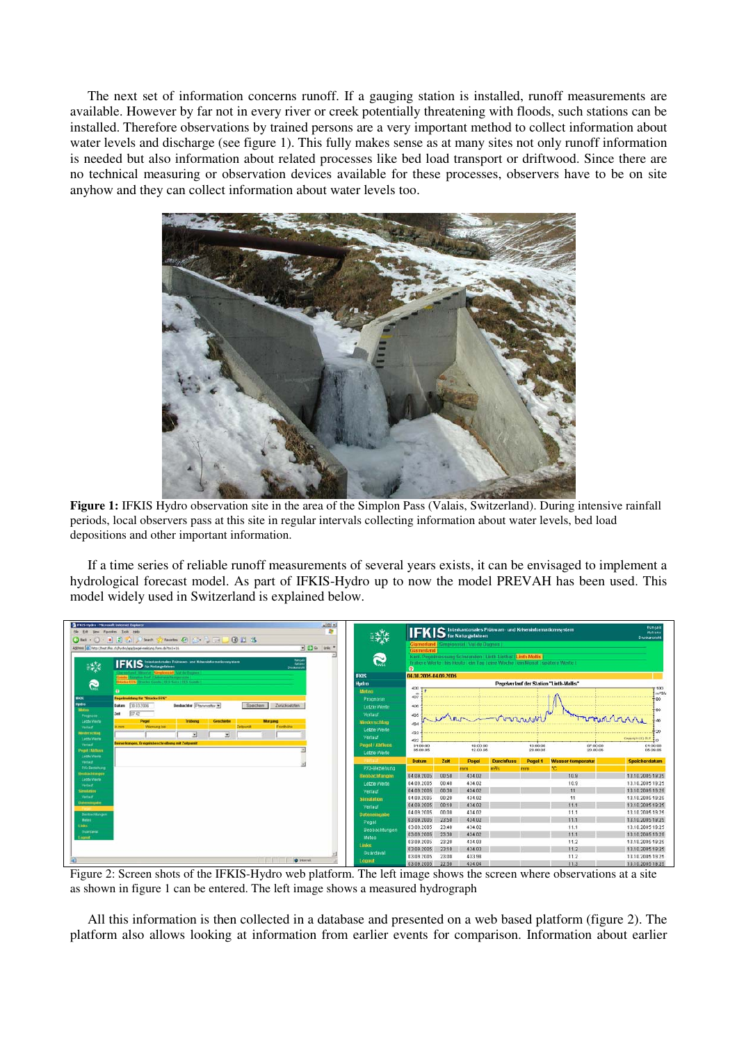The next set of information concerns runoff. If a gauging station is installed, runoff measurements are available. However by far not in every river or creek potentially threatening with floods, such stations can be installed. Therefore observations by trained persons are a very important method to collect information about water levels and discharge (see figure 1). This fully makes sense as at many sites not only runoff information is needed but also information about related processes like bed load transport or driftwood. Since there are no technical measuring or observation devices available for these processes, observers have to be on site anyhow and they can collect information about water levels too.

**Figure 1:** IFKIS Hydro observation site in the area of the Simplon Pass (Valais, Switzerland). During intensive rainfall periods, local observers pass at this site in regular intervals collecting information about water levels, bed load depositions and other important information.

If a time series of reliable runoff measurements of several years exists, it can be envisaged to implement a hydrological forecast model. As part of IFKIS-Hydro up to now the model PREVAH has been used. This model widely used in Switzerland is explained below.

Figure 2: Screen shots of the IFKIS-Hydro web platform. The left image shows the screen where observations at a site as shown in figure 1 can be entered. The left image shows a measured hydrograph

All this information is then collected in a database and presented on a web based platform (figure 2). The platform also allows looking at information from earlier events for comparison. Information about earlier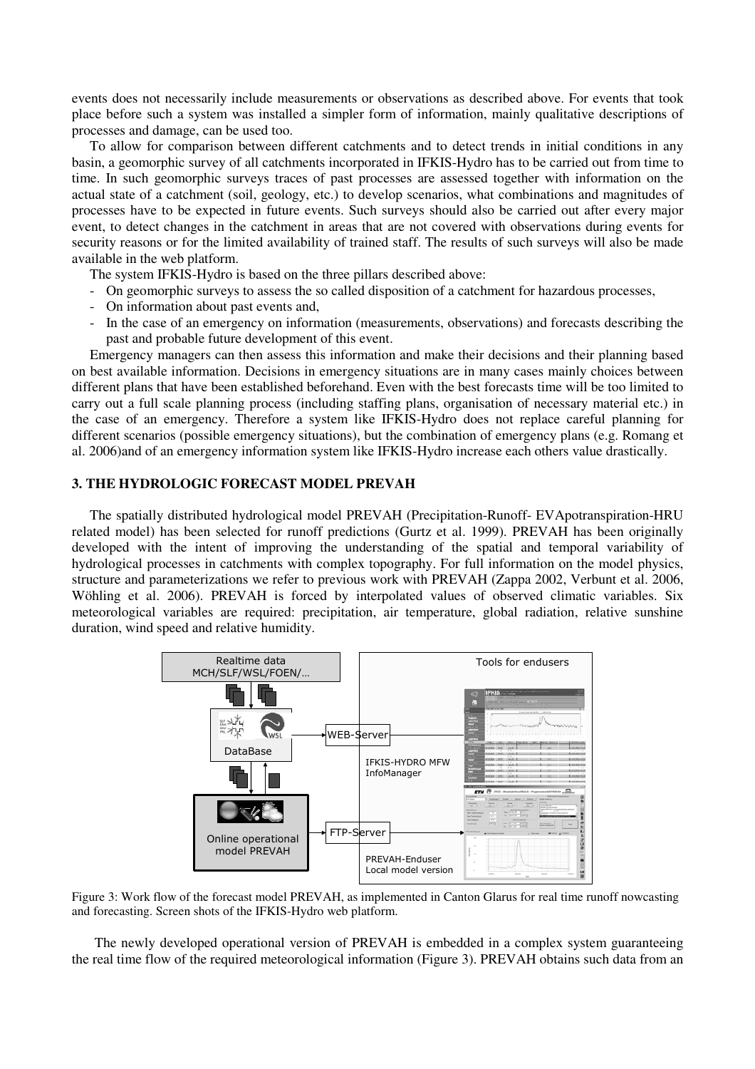events does not necessarily include measurements or observations as described above. For events that took place before such a system was installed a simpler form of information, mainly qualitative descriptions of processes and damage, can be used too.

To allow for comparison between different catchments and to detect trends in initial conditions in any basin, a geomorphic survey of all catchments incorporated in IFKIS-Hydro has to be carried out from time to time. In such geomorphic surveys traces of past processes are assessed together with information on the actual state of a catchment (soil, geology, etc.) to develop scenarios, what combinations and magnitudes of processes have to be expected in future events. Such surveys should also be carried out after every major event, to detect changes in the catchment in areas that are not covered with observations during events for security reasons or for the limited availability of trained staff. The results of such surveys will also be made available in the web platform.

The system IFKIS-Hydro is based on the three pillars described above:

- On geomorphic surveys to assess the so called disposition of a catchment for hazardous processes,
- On information about past events and,
- In the case of an emergency on information (measurements, observations) and forecasts describing the past and probable future development of this event.

Emergency managers can then assess this information and make their decisions and their planning based on best available information. Decisions in emergency situations are in many cases mainly choices between different plans that have been established beforehand. Even with the best forecasts time will be too limited to carry out a full scale planning process (including staffing plans, organisation of necessary material etc.) in the case of an emergency. Therefore a system like IFKIS-Hydro does not replace careful planning for different scenarios (possible emergency situations), but the combination of emergency plans (e.g. Romang et al. 2006)and of an emergency information system like IFKIS-Hydro increase each others value drastically.

## 3. THE HYDROLOGIC FORECAST MODEL PREVAH

The spatially distributed hydrological model PREVAH (Precipitation-Runoff- EVApotranspiration-HRU related model) has been selected for runoff predictions (Gurtz et al. 1999). PREVAH has been originally developed with the intent of improving the understanding of the spatial and temporal variability of hydrological processes in catchments with complex topography. For full information on the model physics, structure and parameterizations we refer to previous work with PREVAH (Zappa 2002, Verbunt et al. 2006, Wöhling et al. 2006). PREVAH is forced by interpolated values of observed climatic variables. Six meteorological variables are required: precipitation, air temperature, global radiation, relative sunshine duration, wind speed and relative humidity.

Figure 3: Work flow of the forecast model PREVAH, as implemented in Canton Glarus for real time runoff nowcasting and forecasting. Screen shots of the IFKIS-Hydro web platform.

The newly developed operational version of PREVAH is embedded in a complex system guaranteeing the real time flow of the required meteorological information (Figure 3). PREVAH obtains such data from an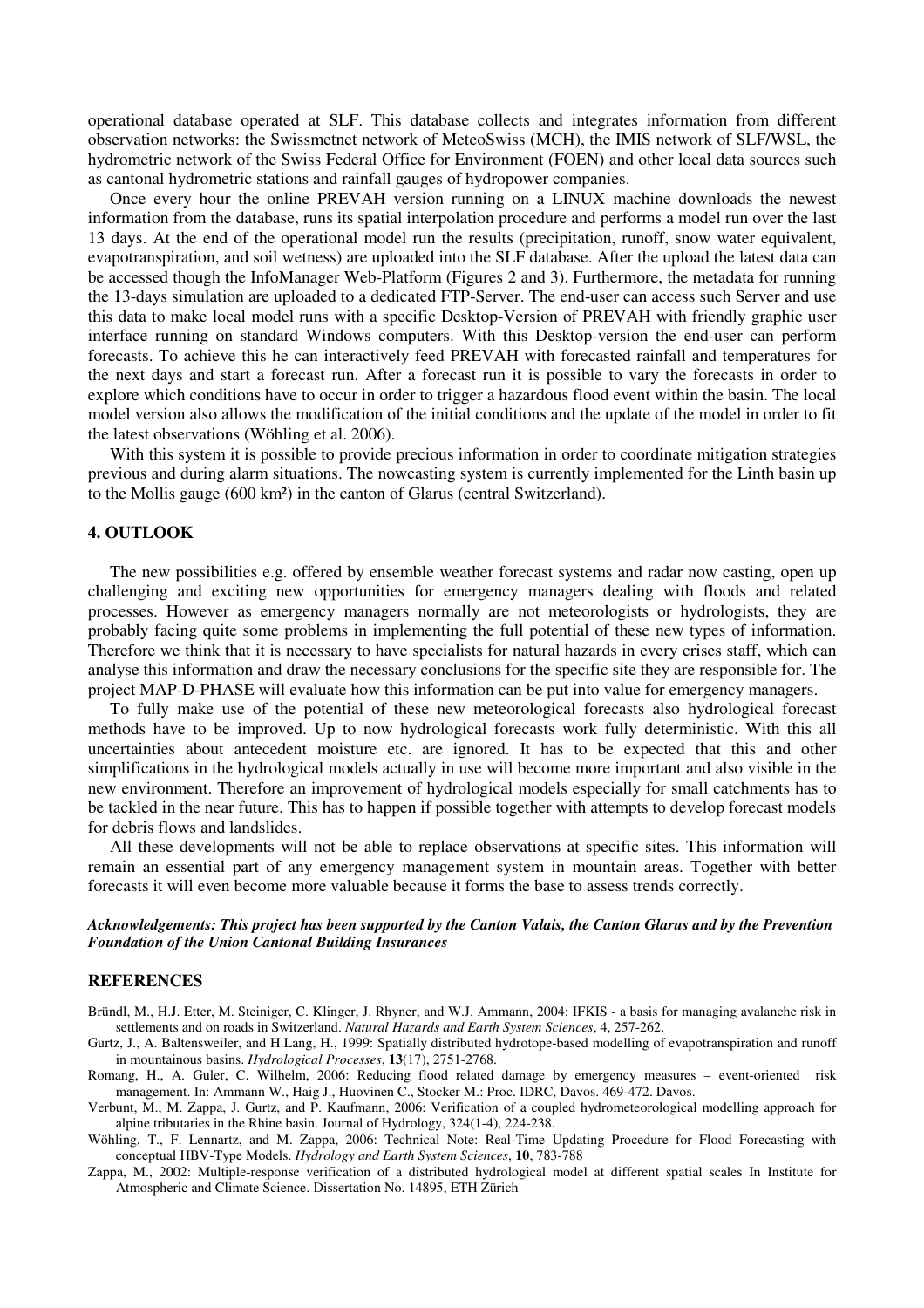operational database operated at SLF. This database collects and integrates information from different observation networks: the Swissmetnet network of MeteoSwiss (MCH), the IMIS network of SLF/WSL, the hydrometric network of the Swiss Federal Office for Environment (FOEN) and other local data sources such as cantonal hydrometric stations and rainfall gauges of hydropower companies.

Once every hour the online PREVAH version running on a LINUX machine downloads the newest information from the database, runs its spatial interpolation procedure and performs a model run over the last 13 days. At the end of the operational model run the results (precipitation, runoff, snow water equivalent, evapotranspiration, and soil wetness) are uploaded into the SLF database. After the upload the latest data can be accessed though the InfoManager Web-Platform (Figures 2 and 3). Furthermore, the metadata for running the 13-days simulation are uploaded to a dedicated FTP-Server. The end-user can access such Server and use this data to make local model runs with a specific Desktop-Version of PREVAH with friendly graphic user interface running on standard Windows computers. With this Desktop-version the end-user can perform forecasts. To achieve this he can interactively feed PREVAH with forecasted rainfall and temperatures for the next days and start a forecast run. After a forecast run it is possible to vary the forecasts in order to explore which conditions have to occur in order to trigger a hazardous flood event within the basin. The local model version also allows the modification of the initial conditions and the update of the model in order to fit the latest observations (Wöhling et al. 2006).

With this system it is possible to provide precious information in order to coordinate mitigation strategies previous and during alarm situations. The nowcasting system is currently implemented for the Linth basin up to the Mollis gauge (600 km²) in the canton of Glarus (central Switzerland).

## 4. OUTLOOK

The new possibilities e.g. offered by ensemble weather forecast systems and radar now casting, open up challenging and exciting new opportunities for emergency managers dealing with floods and related processes. However as emergency managers normally are not meteorologists or hydrologists, they are probably facing quite some problems in implementing the full potential of these new types of information. Therefore we think that it is necessary to have specialists for natural hazards in every crises staff, which can analyse this information and draw the necessary conclusions for the specific site they are responsible for. The project MAP-D-PHASE will evaluate how this information can be put into value for emergency managers.

To fully make use of the potential of these new meteorological forecasts also hydrological forecast methods have to be improved. Up to now hydrological forecasts work fully deterministic. With this all uncertainties about antecedent moisture etc. are ignored. It has to be expected that this and other simplifications in the hydrological models actually in use will become more important and also visible in the new environment. Therefore an improvement of hydrological models especially for small catchments has to be tackled in the near future. This has to happen if possible together with attempts to develop forecast models for debris flows and landslides.

All these developments will not be able to replace observations at specific sites. This information will remain an essential part of any emergency management system in mountain areas. Together with better forecasts it will even become more valuable because it forms the base to assess trends correctly.

***Acknowledgements: This project has been supported by the Canton Valais, the Canton Glarus and by the Prevention Foundation of the Union Cantonal Building Insurances***

## REFERENCES

Bründl, M., H.J. Etter, M. Steiniger, C. Klinger, J. Rhyner, and W.J. Ammann, 2004: IFKIS - a basis for managing avalanche risk in settlements and on roads in Switzerland. *Natural Hazards and Earth System Sciences*, 4, 257-262.

Gurtz, J., A. Baltensweiler, and H.Lang, H., 1999: Spatially distributed hydrotope-based modelling of evapotranspiration and runoff in mountainous basins. *Hydrological Processes*, **13**(17), 2751-2768.

Romang, H., A. Guler, C. Wilhelm, 2006: Reducing flood related damage by emergency measures – event-oriented risk management. In: Ammann W., Haig J., Huovinen C., Stocker M.: Proc. IDRC, Davos. 469-472. Davos.

Verbunt, M., M. Zappa, J. Gurtz, and P. Kaufmann, 2006: Verification of a coupled hydrometeorological modelling approach for alpine tributaries in the Rhine basin. Journal of Hydrology, 324(1-4), 224-238.

Wöhling, T., F. Lennartz, and M. Zappa, 2006: Technical Note: Real-Time Updating Procedure for Flood Forecasting with conceptual HBV-Type Models. *Hydrology and Earth System Sciences*, **10**, 783-788

Zappa, M., 2002: Multiple-response verification of a distributed hydrological model at different spatial scales In Institute for Atmospheric and Climate Science. Dissertation No. 14895, ETH Zürich